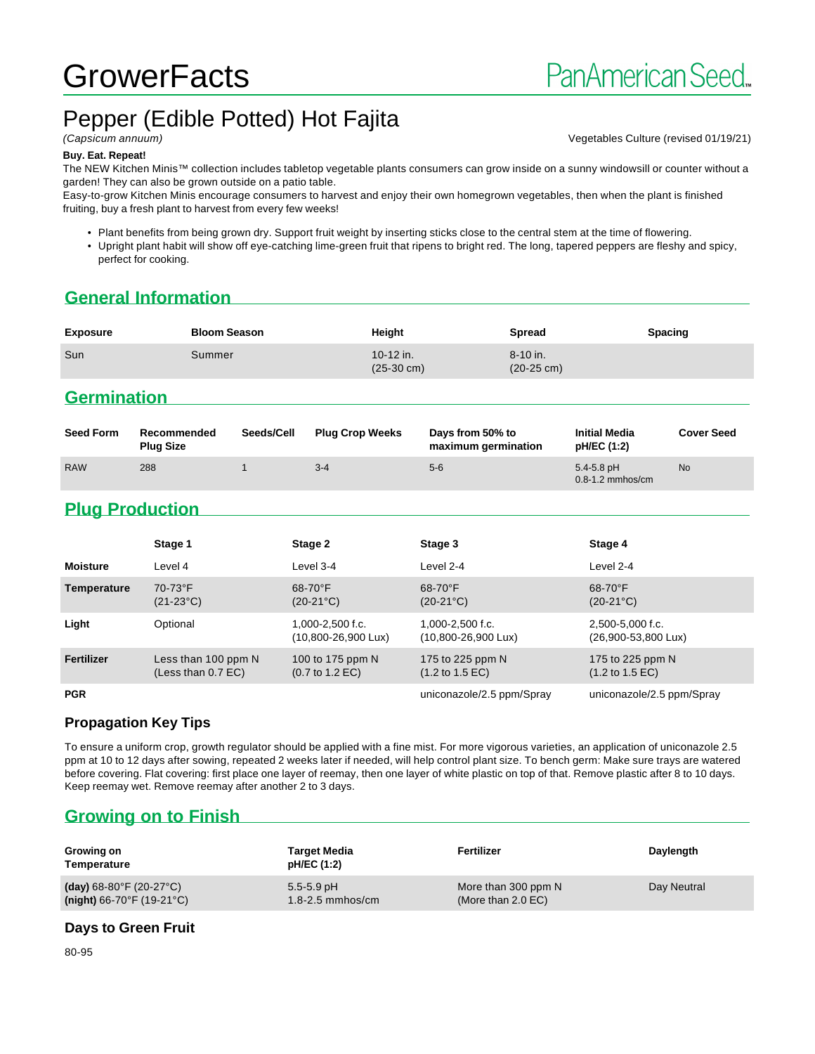GrowerFacts

PanAmerican Seed

# Pepper (Edible Potted) Hot Fajita

*(Capsicum annuum)*

Vegetables Culture (revised 01/19/21)

**Buy. Eat. Repeat!**

The NEW Kitchen Minis™ collection includes tabletop vegetable plants consumers can grow inside on a sunny windowsill or counter without a garden! They can also be grown outside on a patio table.

Easy-to-grow Kitchen Minis encourage consumers to harvest and enjoy their own homegrown vegetables, then when the plant is finished fruiting, buy a fresh plant to harvest from every few weeks!

- Plant benefits from being grown dry. Support fruit weight by inserting sticks close to the central stem at the time of flowering.
- Upright plant habit will show off eye-catching lime-green fruit that ripens to bright red. The long, tapered peppers are fleshy and spicy, perfect for cooking.

## General Information

| Exposure | Bloom Season | Height | Spread | Spacing |
|---|---|---|---|---|
| Sun | Summer | 10-12 in. (25-30 cm) | 8-10 in. (20-25 cm) | |

## Germination

| Seed Form | Recommended Plug Size | Seeds/Cell | Plug Crop Weeks | Days from 50% to maximum germination | Initial Media pH/EC (1:2) | Cover Seed |
|---|---|---|---|---|---|---|
| RAW | 288 | 1 | 3-4 | 5-6 | 5.4-5.8 pH 0.8-1.2 mmhos/cm | No |

## Plug Production

| | Stage 1 | Stage 2 | Stage 3 | Stage 4 |
|---|---|---|---|---|
| **Moisture** | Level 4 | Level 3-4 | Level 2-4 | Level 2-4 |
| **Temperature** | 70-73°F (21-23°C) | 68-70°F (20-21°C) | 68-70°F (20-21°C) | 68-70°F (20-21°C) |
| **Light** | Optional | 1,000-2,500 f.c. (10,800-26,900 Lux) | 1,000-2,500 f.c. (10,800-26,900 Lux) | 2,500-5,000 f.c. (26,900-53,800 Lux) |
| **Fertilizer** | Less than 100 ppm N (Less than 0.7 EC) | 100 to 175 ppm N (0.7 to 1.2 EC) | 175 to 225 ppm N (1.2 to 1.5 EC) | 175 to 225 ppm N (1.2 to 1.5 EC) |
| **PGR** | | | uniconazole/2.5 ppm/Spray | uniconazole/2.5 ppm/Spray |

### Propagation Key Tips

To ensure a uniform crop, growth regulator should be applied with a fine mist. For more vigorous varieties, an application of uniconazole 2.5 ppm at 10 to 12 days after sowing, repeated 2 weeks later if needed, will help control plant size. To bench germ: Make sure trays are watered before covering. Flat covering: first place one layer of reemay, then one layer of white plastic on top of that. Remove plastic after 8 to 10 days. Keep reemay wet. Remove reemay after another 2 to 3 days.

## Growing on to Finish

| Growing on Temperature | Target Media pH/EC (1:2) | Fertilizer | Daylength |
|---|---|---|---|
| **(day)** 68-80°F (20-27°C) **(night)** 66-70°F (19-21°C) | 5.5-5.9 pH 1.8-2.5 mmhos/cm | More than 300 ppm N (More than 2.0 EC) | Day Neutral |

### Days to Green Fruit

80-95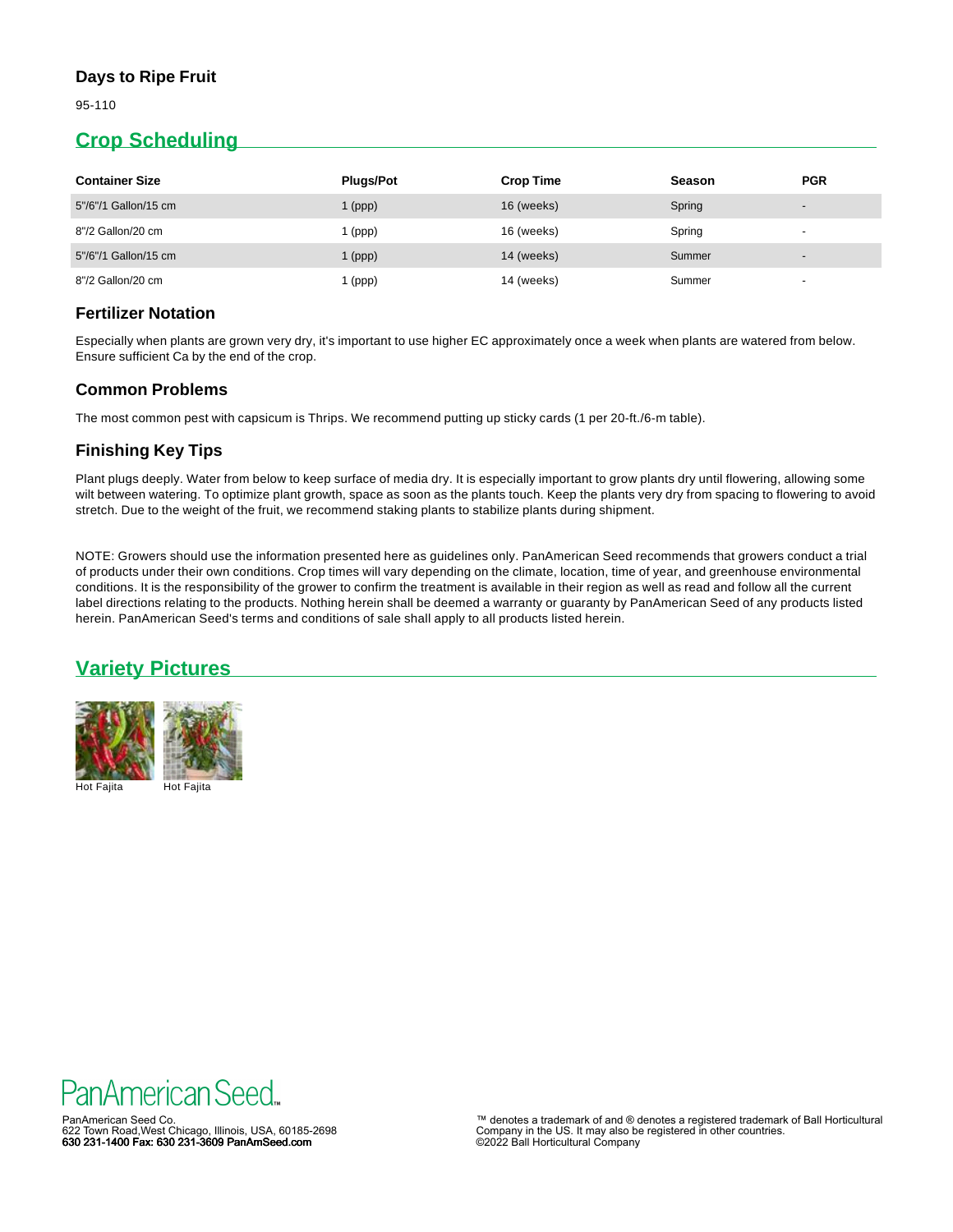### Days to Ripe Fruit

95-110

## Crop Scheduling

| Container Size | Plugs/Pot | Crop Time | Season | PGR |
|---|---|---|---|---|
| 5"/6"/1 Gallon/15 cm | 1 (ppp) | 16 (weeks) | Spring | - |
| 8"/2 Gallon/20 cm | 1 (ppp) | 16 (weeks) | Spring | - |
| 5"/6"/1 Gallon/15 cm | 1 (ppp) | 14 (weeks) | Summer | - |
| 8"/2 Gallon/20 cm | 1 (ppp) | 14 (weeks) | Summer | - |

### Fertilizer Notation

Especially when plants are grown very dry, it's important to use higher EC approximately once a week when plants are watered from below. Ensure sufficient Ca by the end of the crop.

### Common Problems

The most common pest with capsicum is Thrips. We recommend putting up sticky cards (1 per 20-ft./6-m table).

### Finishing Key Tips

Plant plugs deeply. Water from below to keep surface of media dry. It is especially important to grow plants dry until flowering, allowing some wilt between watering. To optimize plant growth, space as soon as the plants touch. Keep the plants very dry from spacing to flowering to avoid stretch. Due to the weight of the fruit, we recommend staking plants to stabilize plants during shipment.

NOTE: Growers should use the information presented here as guidelines only. PanAmerican Seed recommends that growers conduct a trial of products under their own conditions. Crop times will vary depending on the climate, location, time of year, and greenhouse environmental conditions. It is the responsibility of the grower to confirm the treatment is available in their region as well as read and follow all the current label directions relating to the products. Nothing herein shall be deemed a warranty or guaranty by PanAmerican Seed of any products listed herein. PanAmerican Seed's terms and conditions of sale shall apply to all products listed herein.

## Variety Pictures

Hot Fajita

Hot Fajita

PanAmerican Seed Co.
622 Town Road,West Chicago, Illinois, USA, 60185-2698
630 231-1400 Fax: 630 231-3609 PanAmSeed.com

™ denotes a trademark of and ® denotes a registered trademark of Ball Horticultural Company in the US. It may also be registered in other countries.
©2022 Ball Horticultural Company